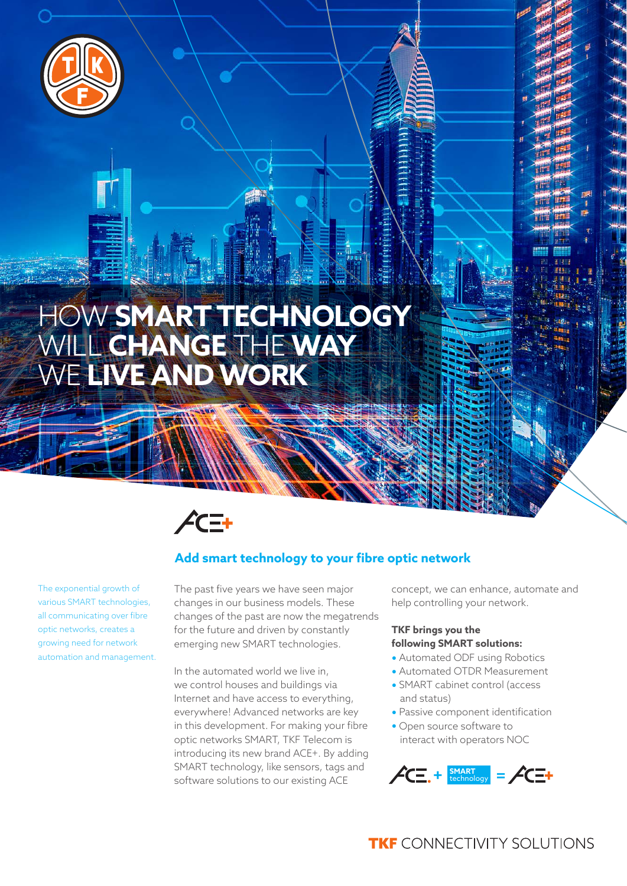# HOW **SMART TECHNOLOGY** WILL **CHANGE** THE **WAY** WE **LIVE AND WORK**

ACE+

## Add smart technology to your fibre optic network

The exponential growth of various SMART technologies, all communicating over fibre optic networks, creates a growing need for network automation and management.

The past five years we have seen major changes in our business models. These changes of the past are now the megatrends for the future and driven by constantly emerging new SMART technologies.

In the automated world we live in, we control houses and buildings via Internet and have access to everything, everywhere! Advanced networks are key in this development. For making your fibre optic networks SMART, TKF Telecom is introducing its new brand ACE+. By adding SMART technology, like sensors, tags and software solutions to our existing ACE concept, we can enhance, automate and help controlling your network.

**TKF brings you the following SMART solutions:**

- Automated ODF using Robotics
- Automated OTDR Measurement
- SMART cabinet control (access and status)
- Passive component identification
- Open source software to interact with operators NOC

ACE. + SMART technology = ACE+

**TKF** CONNECTIVITY SOLUTIONS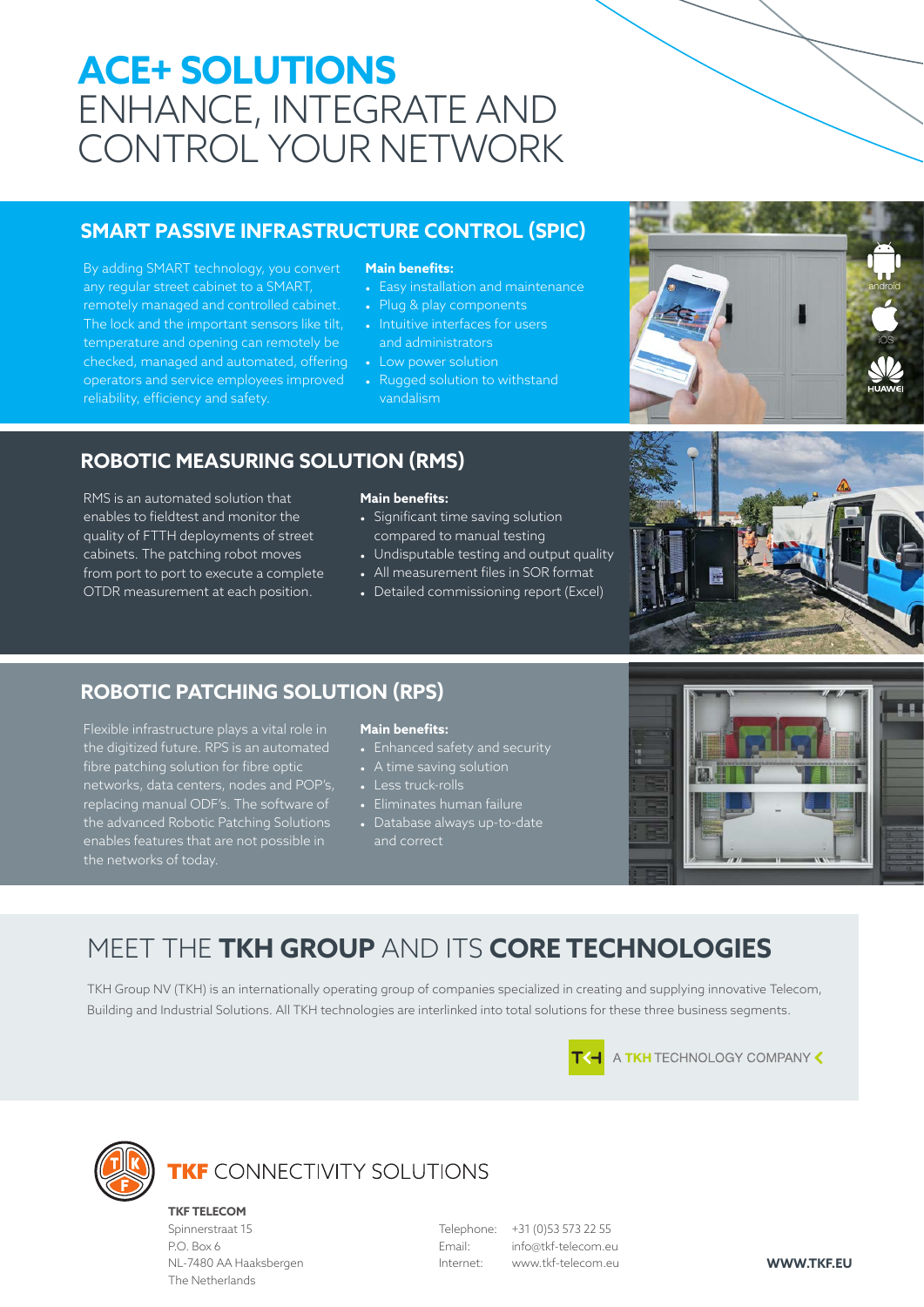# ACE+ SOLUTIONS
# ENHANCE, INTEGRATE AND CONTROL YOUR NETWORK

## SMART PASSIVE INFRASTRUCTURE CONTROL (SPIC)

By adding SMART technology, you convert any regular street cabinet to a SMART, remotely managed and controlled cabinet. The lock and the important sensors like tilt, temperature and opening can remotely be checked, managed and automated, offering operators and service employees improved reliability, efficiency and safety.

**Main benefits:**

- Easy installation and maintenance
- Plug & play components
- Intuitive interfaces for users and administrators
- Low power solution
- Rugged solution to withstand vandalism

## ROBOTIC MEASURING SOLUTION (RMS)

RMS is an automated solution that enables to fieldtest and monitor the quality of FTTH deployments of street cabinets. The patching robot moves from port to port to execute a complete OTDR measurement at each position.

**Main benefits:**

- Significant time saving solution compared to manual testing
- Undisputable testing and output quality
- All measurement files in SOR format
- Detailed commissioning report (Excel)

## ROBOTIC PATCHING SOLUTION (RPS)

Flexible infrastructure plays a vital role in the digitized future. RPS is an automated fibre patching solution for fibre optic networks, data centers, nodes and POP's, replacing manual ODF's. The software of the advanced Robotic Patching Solutions enables features that are not possible in the networks of today.

**Main benefits:**

- Enhanced safety and security
- A time saving solution
- Less truck-rolls
- Eliminates human failure
- Database always up-to-date and correct

## MEET THE **TKH GROUP** AND ITS **CORE TECHNOLOGIES**

TKH Group NV (TKH) is an internationally operating group of companies specialized in creating and supplying innovative Telecom, Building and Industrial Solutions. All TKH technologies are interlinked into total solutions for these three business segments.

A **TKH** TECHNOLOGY COMPANY

**TKF** CONNECTIVITY SOLUTIONS

**TKF TELECOM**
Spinnerstraat 15
P.O. Box 6
NL-7480 AA Haaksbergen
The Netherlands

Telephone: +31 (0)53 573 22 55
Email: info@tkf-telecom.eu
Internet: www.tkf-telecom.eu

**WWW.TKF.EU**